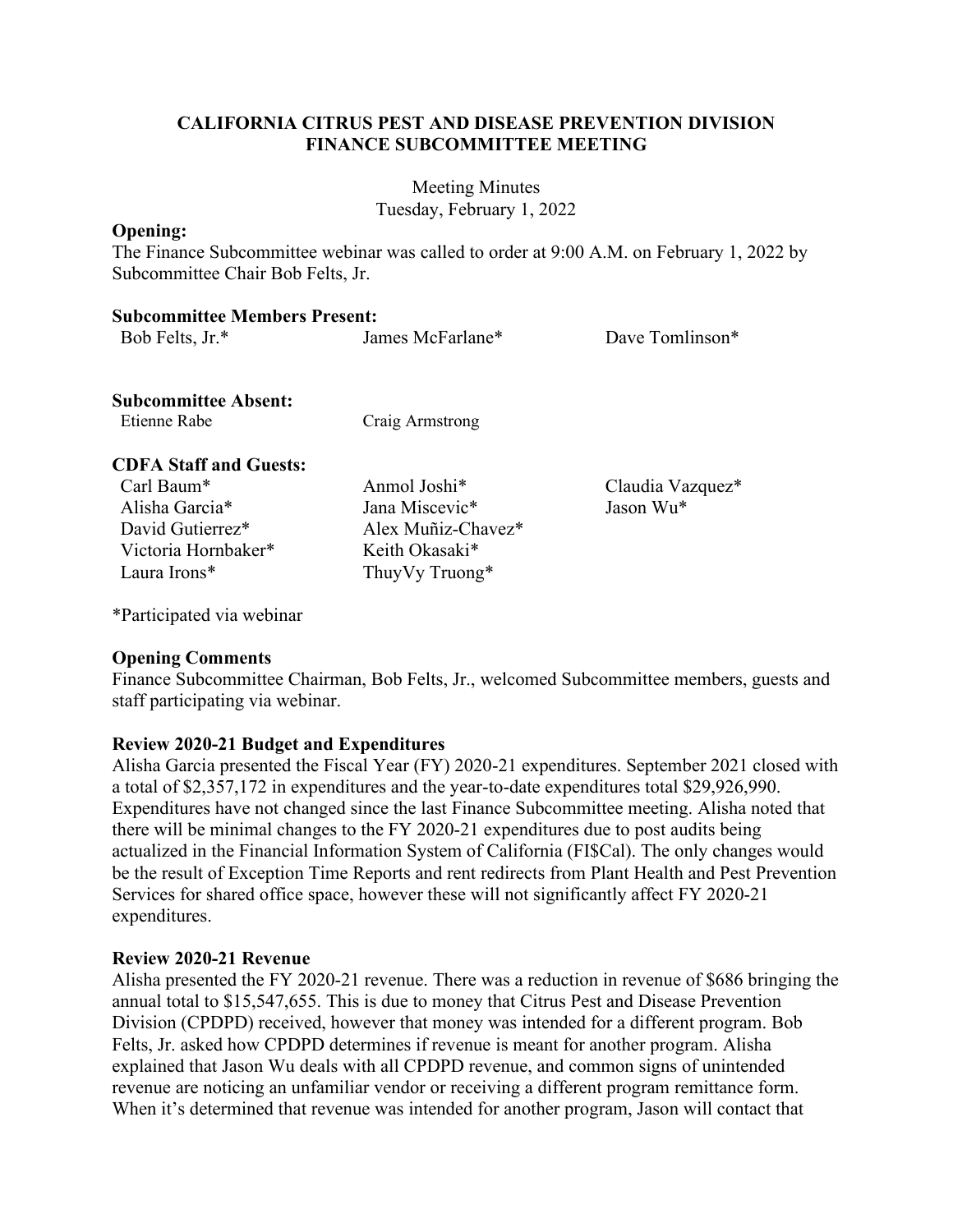# CALIFORNIA CITRUS PEST AND DISEASE PREVENTION DIVISION
# FINANCE SUBCOMMITTEE MEETING

Meeting Minutes
Tuesday, February 1, 2022

**Opening:**
The Finance Subcommittee webinar was called to order at 9:00 A.M. on February 1, 2022 by Subcommittee Chair Bob Felts, Jr.

**Subcommittee Members Present:**

| | | |
|---|---|---|
| Bob Felts, Jr.* | James McFarlane* | Dave Tomlinson* |

**Subcommittee Absent:**

| | |
|---|---|
| Etienne Rabe | Craig Armstrong |

**CDFA Staff and Guests:**

| | | |
|---|---|---|
| Carl Baum* | Anmol Joshi* | Claudia Vazquez* |
| Alisha Garcia* | Jana Miscevic* | Jason Wu* |
| David Gutierrez* | Alex Muñiz-Chavez* | |
| Victoria Hornbaker* | Keith Okasaki* | |
| Laura Irons* | ThuyVy Truong* | |

*Participated via webinar

**Opening Comments**
Finance Subcommittee Chairman, Bob Felts, Jr., welcomed Subcommittee members, guests and staff participating via webinar.

**Review 2020-21 Budget and Expenditures**
Alisha Garcia presented the Fiscal Year (FY) 2020-21 expenditures. September 2021 closed with a total of $2,357,172 in expenditures and the year-to-date expenditures total $29,926,990. Expenditures have not changed since the last Finance Subcommittee meeting. Alisha noted that there will be minimal changes to the FY 2020-21 expenditures due to post audits being actualized in the Financial Information System of California (FI$Cal). The only changes would be the result of Exception Time Reports and rent redirects from Plant Health and Pest Prevention Services for shared office space, however these will not significantly affect FY 2020-21 expenditures.

**Review 2020-21 Revenue**
Alisha presented the FY 2020-21 revenue. There was a reduction in revenue of $686 bringing the annual total to $15,547,655. This is due to money that Citrus Pest and Disease Prevention Division (CPDPD) received, however that money was intended for a different program. Bob Felts, Jr. asked how CPDPD determines if revenue is meant for another program. Alisha explained that Jason Wu deals with all CPDPD revenue, and common signs of unintended revenue are noticing an unfamiliar vendor or receiving a different program remittance form. When it's determined that revenue was intended for another program, Jason will contact that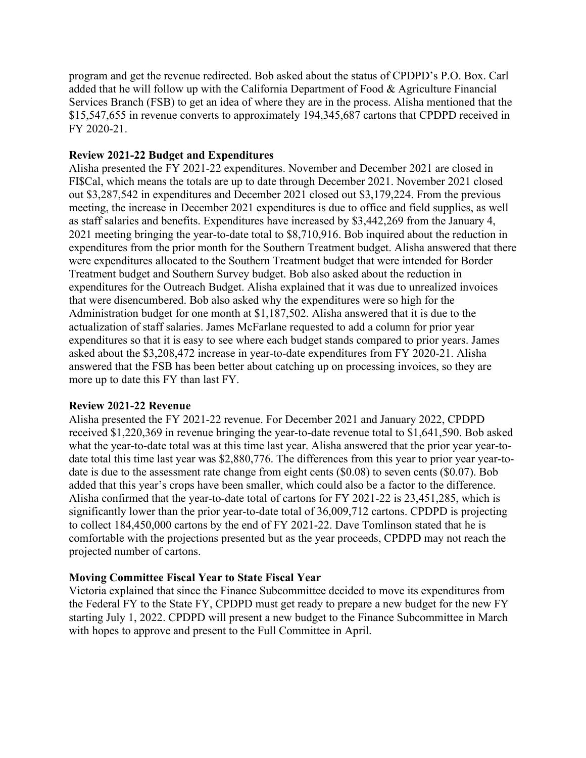program and get the revenue redirected. Bob asked about the status of CPDPD's P.O. Box. Carl added that he will follow up with the California Department of Food & Agriculture Financial Services Branch (FSB) to get an idea of where they are in the process. Alisha mentioned that the $15,547,655 in revenue converts to approximately 194,345,687 cartons that CPDPD received in FY 2020-21.

**Review 2021-22 Budget and Expenditures**

Alisha presented the FY 2021-22 expenditures. November and December 2021 are closed in FI$Cal, which means the totals are up to date through December 2021. November 2021 closed out $3,287,542 in expenditures and December 2021 closed out $3,179,224. From the previous meeting, the increase in December 2021 expenditures is due to office and field supplies, as well as staff salaries and benefits. Expenditures have increased by $3,442,269 from the January 4, 2021 meeting bringing the year-to-date total to $8,710,916. Bob inquired about the reduction in expenditures from the prior month for the Southern Treatment budget. Alisha answered that there were expenditures allocated to the Southern Treatment budget that were intended for Border Treatment budget and Southern Survey budget. Bob also asked about the reduction in expenditures for the Outreach Budget. Alisha explained that it was due to unrealized invoices that were disencumbered. Bob also asked why the expenditures were so high for the Administration budget for one month at $1,187,502. Alisha answered that it is due to the actualization of staff salaries. James McFarlane requested to add a column for prior year expenditures so that it is easy to see where each budget stands compared to prior years. James asked about the $3,208,472 increase in year-to-date expenditures from FY 2020-21. Alisha answered that the FSB has been better about catching up on processing invoices, so they are more up to date this FY than last FY.

**Review 2021-22 Revenue**

Alisha presented the FY 2021-22 revenue. For December 2021 and January 2022, CPDPD received $1,220,369 in revenue bringing the year-to-date revenue total to $1,641,590. Bob asked what the year-to-date total was at this time last year. Alisha answered that the prior year year-to-date total this time last year was $2,880,776. The differences from this year to prior year year-to-date is due to the assessment rate change from eight cents ($0.08) to seven cents ($0.07). Bob added that this year's crops have been smaller, which could also be a factor to the difference. Alisha confirmed that the year-to-date total of cartons for FY 2021-22 is 23,451,285, which is significantly lower than the prior year-to-date total of 36,009,712 cartons. CPDPD is projecting to collect 184,450,000 cartons by the end of FY 2021-22. Dave Tomlinson stated that he is comfortable with the projections presented but as the year proceeds, CPDPD may not reach the projected number of cartons.

**Moving Committee Fiscal Year to State Fiscal Year**

Victoria explained that since the Finance Subcommittee decided to move its expenditures from the Federal FY to the State FY, CPDPD must get ready to prepare a new budget for the new FY starting July 1, 2022. CPDPD will present a new budget to the Finance Subcommittee in March with hopes to approve and present to the Full Committee in April.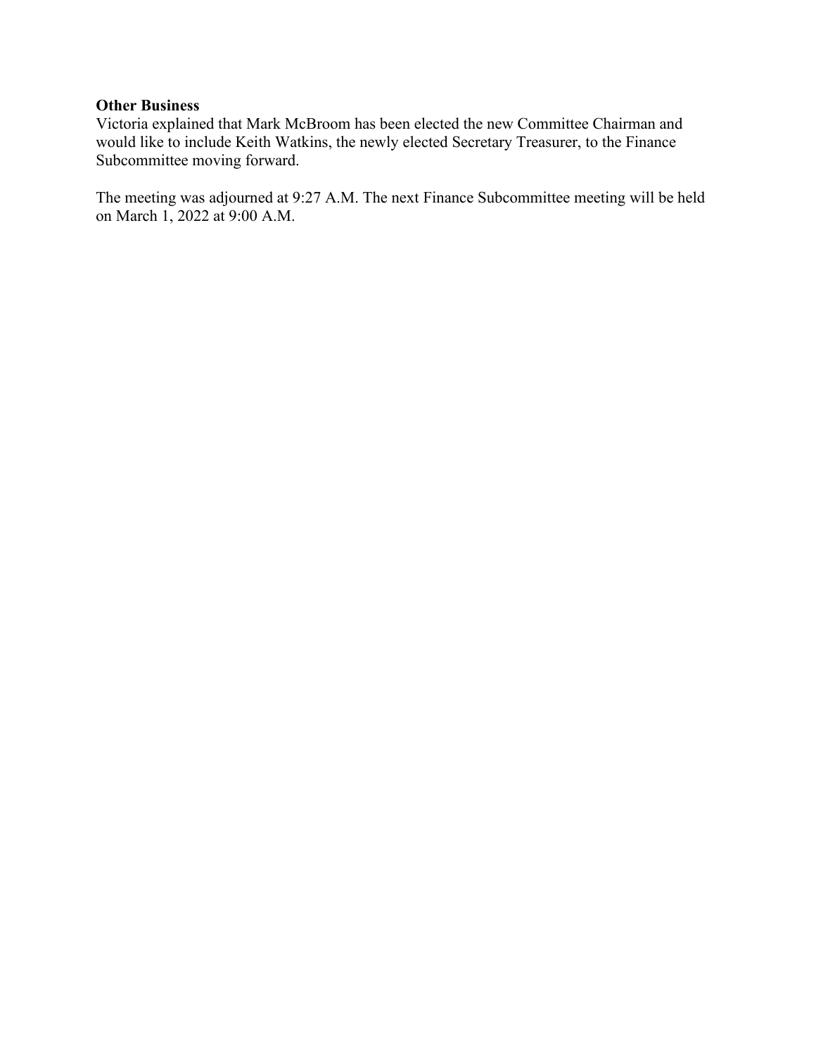**Other Business**

Victoria explained that Mark McBroom has been elected the new Committee Chairman and would like to include Keith Watkins, the newly elected Secretary Treasurer, to the Finance Subcommittee moving forward.

The meeting was adjourned at 9:27 A.M. The next Finance Subcommittee meeting will be held on March 1, 2022 at 9:00 A.M.